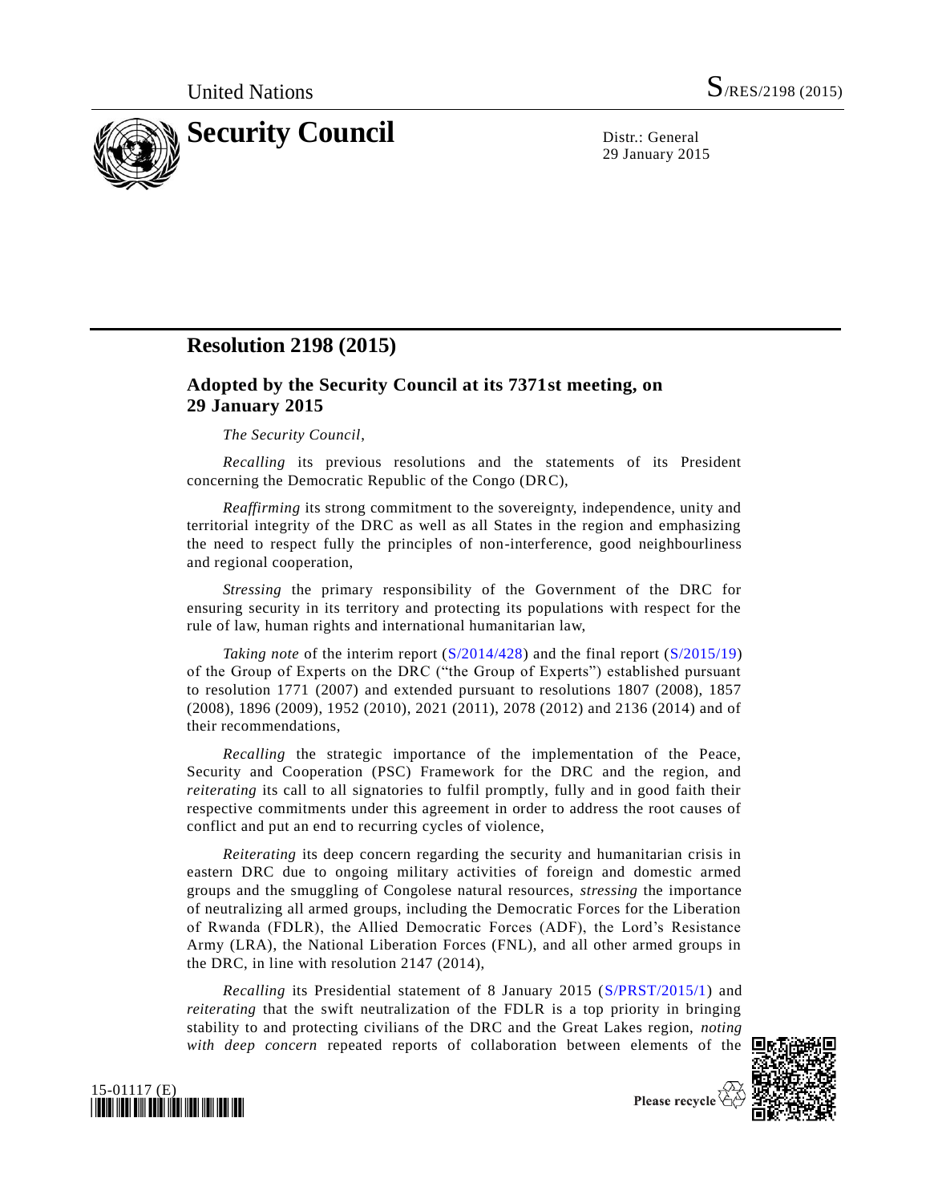United Nations

S/RES/2198 (2015)

# Security Council

Distr.: General
29 January 2015

## Resolution 2198 (2015)

### Adopted by the Security Council at its 7371st meeting, on 29 January 2015

*The Security Council*,

*Recalling* its previous resolutions and the statements of its President concerning the Democratic Republic of the Congo (DRC),

*Reaffirming* its strong commitment to the sovereignty, independence, unity and territorial integrity of the DRC as well as all States in the region and emphasizing the need to respect fully the principles of non-interference, good neighbourliness and regional cooperation,

*Stressing* the primary responsibility of the Government of the DRC for ensuring security in its territory and protecting its populations with respect for the rule of law, human rights and international humanitarian law,

*Taking note* of the interim report (S/2014/428) and the final report (S/2015/19) of the Group of Experts on the DRC ("the Group of Experts") established pursuant to resolution 1771 (2007) and extended pursuant to resolutions 1807 (2008), 1857 (2008), 1896 (2009), 1952 (2010), 2021 (2011), 2078 (2012) and 2136 (2014) and of their recommendations,

*Recalling* the strategic importance of the implementation of the Peace, Security and Cooperation (PSC) Framework for the DRC and the region, and *reiterating* its call to all signatories to fulfil promptly, fully and in good faith their respective commitments under this agreement in order to address the root causes of conflict and put an end to recurring cycles of violence,

*Reiterating* its deep concern regarding the security and humanitarian crisis in eastern DRC due to ongoing military activities of foreign and domestic armed groups and the smuggling of Congolese natural resources, *stressing* the importance of neutralizing all armed groups, including the Democratic Forces for the Liberation of Rwanda (FDLR), the Allied Democratic Forces (ADF), the Lord's Resistance Army (LRA), the National Liberation Forces (FNL), and all other armed groups in the DRC, in line with resolution 2147 (2014),

*Recalling* its Presidential statement of 8 January 2015 (S/PRST/2015/1) and *reiterating* that the swift neutralization of the FDLR is a top priority in bringing stability to and protecting civilians of the DRC and the Great Lakes region, *noting with deep concern* repeated reports of collaboration between elements of the

15-01117 (E)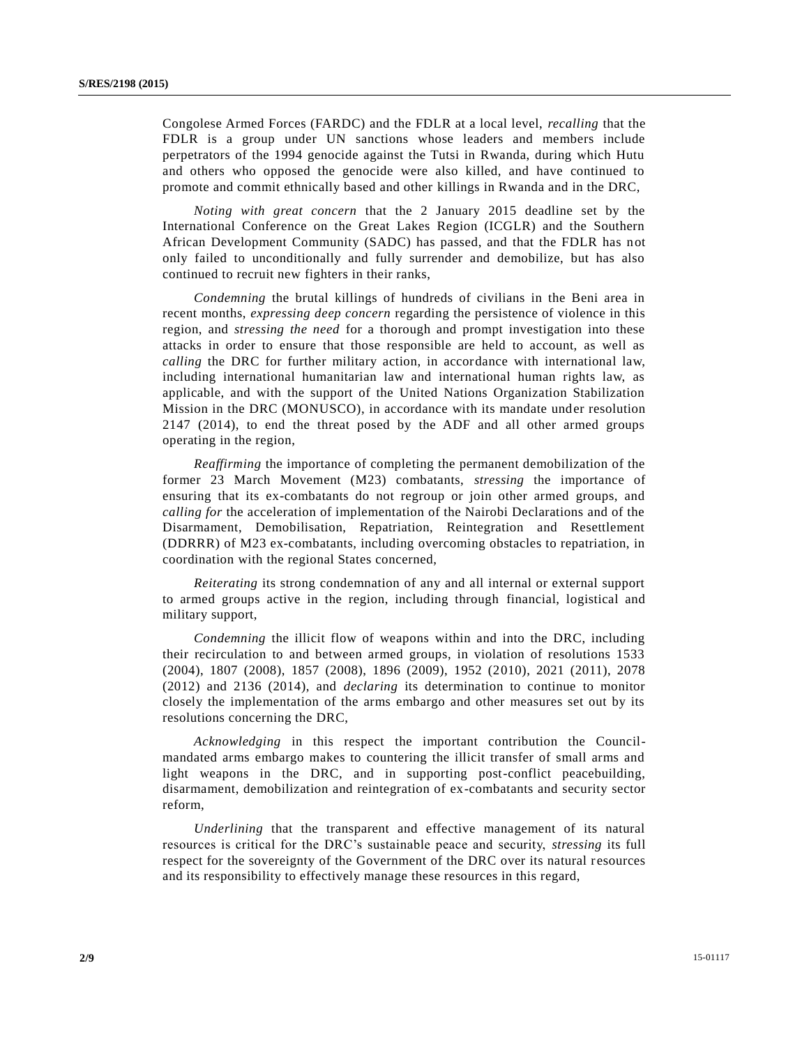Congolese Armed Forces (FARDC) and the FDLR at a local level, *recalling* that the FDLR is a group under UN sanctions whose leaders and members include perpetrators of the 1994 genocide against the Tutsi in Rwanda, during which Hutu and others who opposed the genocide were also killed, and have continued to promote and commit ethnically based and other killings in Rwanda and in the DRC,

*Noting with great concern* that the 2 January 2015 deadline set by the International Conference on the Great Lakes Region (ICGLR) and the Southern African Development Community (SADC) has passed, and that the FDLR has not only failed to unconditionally and fully surrender and demobilize, but has also continued to recruit new fighters in their ranks,

*Condemning* the brutal killings of hundreds of civilians in the Beni area in recent months, *expressing deep concern* regarding the persistence of violence in this region, and *stressing the need* for a thorough and prompt investigation into these attacks in order to ensure that those responsible are held to account, as well as *calling* the DRC for further military action, in accordance with international law, including international humanitarian law and international human rights law, as applicable, and with the support of the United Nations Organization Stabilization Mission in the DRC (MONUSCO), in accordance with its mandate under resolution 2147 (2014), to end the threat posed by the ADF and all other armed groups operating in the region,

*Reaffirming* the importance of completing the permanent demobilization of the former 23 March Movement (M23) combatants, *stressing* the importance of ensuring that its ex-combatants do not regroup or join other armed groups, and *calling for* the acceleration of implementation of the Nairobi Declarations and of the Disarmament, Demobilisation, Repatriation, Reintegration and Resettlement (DDRRR) of M23 ex-combatants, including overcoming obstacles to repatriation, in coordination with the regional States concerned,

*Reiterating* its strong condemnation of any and all internal or external support to armed groups active in the region, including through financial, logistical and military support,

*Condemning* the illicit flow of weapons within and into the DRC, including their recirculation to and between armed groups, in violation of resolutions 1533 (2004), 1807 (2008), 1857 (2008), 1896 (2009), 1952 (2010), 2021 (2011), 2078 (2012) and 2136 (2014), and *declaring* its determination to continue to monitor closely the implementation of the arms embargo and other measures set out by its resolutions concerning the DRC,

*Acknowledging* in this respect the important contribution the Council-mandated arms embargo makes to countering the illicit transfer of small arms and light weapons in the DRC, and in supporting post-conflict peacebuilding, disarmament, demobilization and reintegration of ex-combatants and security sector reform,

*Underlining* that the transparent and effective management of its natural resources is critical for the DRC's sustainable peace and security, *stressing* its full respect for the sovereignty of the Government of the DRC over its natural resources and its responsibility to effectively manage these resources in this regard,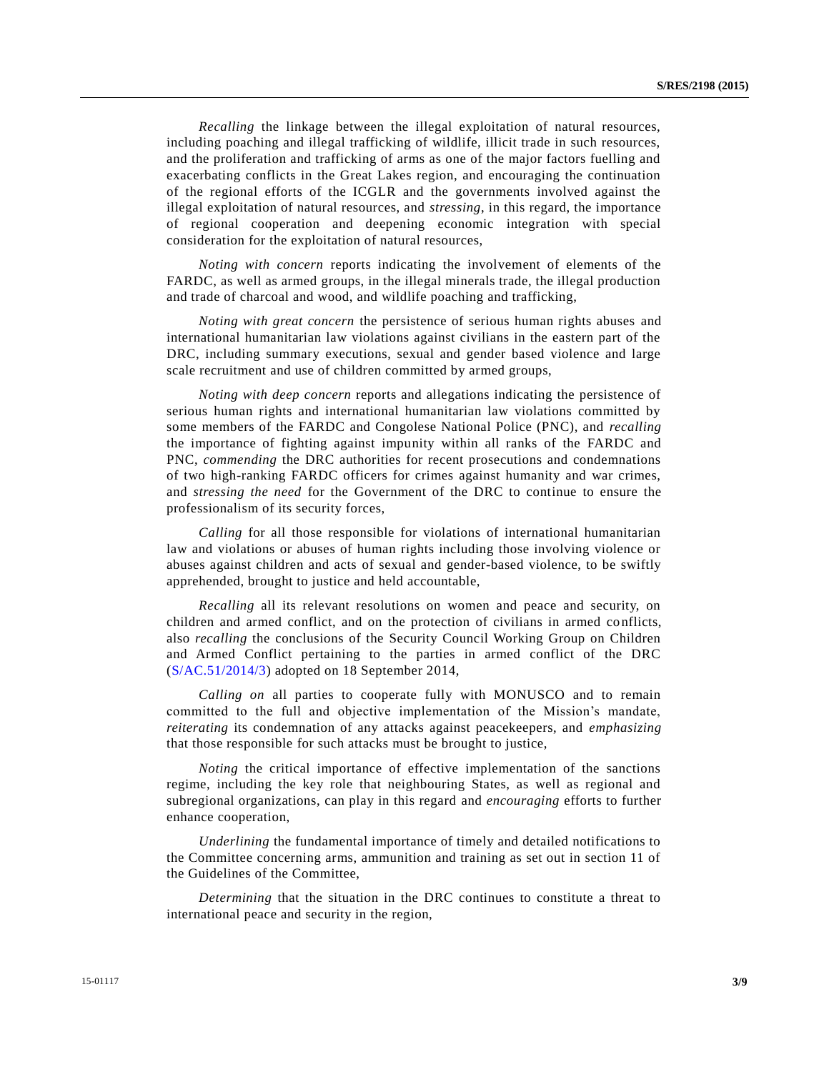*Recalling* the linkage between the illegal exploitation of natural resources, including poaching and illegal trafficking of wildlife, illicit trade in such resources, and the proliferation and trafficking of arms as one of the major factors fuelling and exacerbating conflicts in the Great Lakes region, and encouraging the continuation of the regional efforts of the ICGLR and the governments involved against the illegal exploitation of natural resources, and *stressing*, in this regard, the importance of regional cooperation and deepening economic integration with special consideration for the exploitation of natural resources,

*Noting with concern* reports indicating the involvement of elements of the FARDC, as well as armed groups, in the illegal minerals trade, the illegal production and trade of charcoal and wood, and wildlife poaching and trafficking,

*Noting with great concern* the persistence of serious human rights abuses and international humanitarian law violations against civilians in the eastern part of the DRC, including summary executions, sexual and gender based violence and large scale recruitment and use of children committed by armed groups,

*Noting with deep concern* reports and allegations indicating the persistence of serious human rights and international humanitarian law violations committed by some members of the FARDC and Congolese National Police (PNC), and *recalling* the importance of fighting against impunity within all ranks of the FARDC and PNC, *commending* the DRC authorities for recent prosecutions and condemnations of two high-ranking FARDC officers for crimes against humanity and war crimes, and *stressing the need* for the Government of the DRC to continue to ensure the professionalism of its security forces,

*Calling* for all those responsible for violations of international humanitarian law and violations or abuses of human rights including those involving violence or abuses against children and acts of sexual and gender-based violence, to be swiftly apprehended, brought to justice and held accountable,

*Recalling* all its relevant resolutions on women and peace and security, on children and armed conflict, and on the protection of civilians in armed conflicts, also *recalling* the conclusions of the Security Council Working Group on Children and Armed Conflict pertaining to the parties in armed conflict of the DRC (S/AC.51/2014/3) adopted on 18 September 2014,

*Calling on* all parties to cooperate fully with MONUSCO and to remain committed to the full and objective implementation of the Mission's mandate, *reiterating* its condemnation of any attacks against peacekeepers, and *emphasizing* that those responsible for such attacks must be brought to justice,

*Noting* the critical importance of effective implementation of the sanctions regime, including the key role that neighbouring States, as well as regional and subregional organizations, can play in this regard and *encouraging* efforts to further enhance cooperation,

*Underlining* the fundamental importance of timely and detailed notifications to the Committee concerning arms, ammunition and training as set out in section 11 of the Guidelines of the Committee,

*Determining* that the situation in the DRC continues to constitute a threat to international peace and security in the region,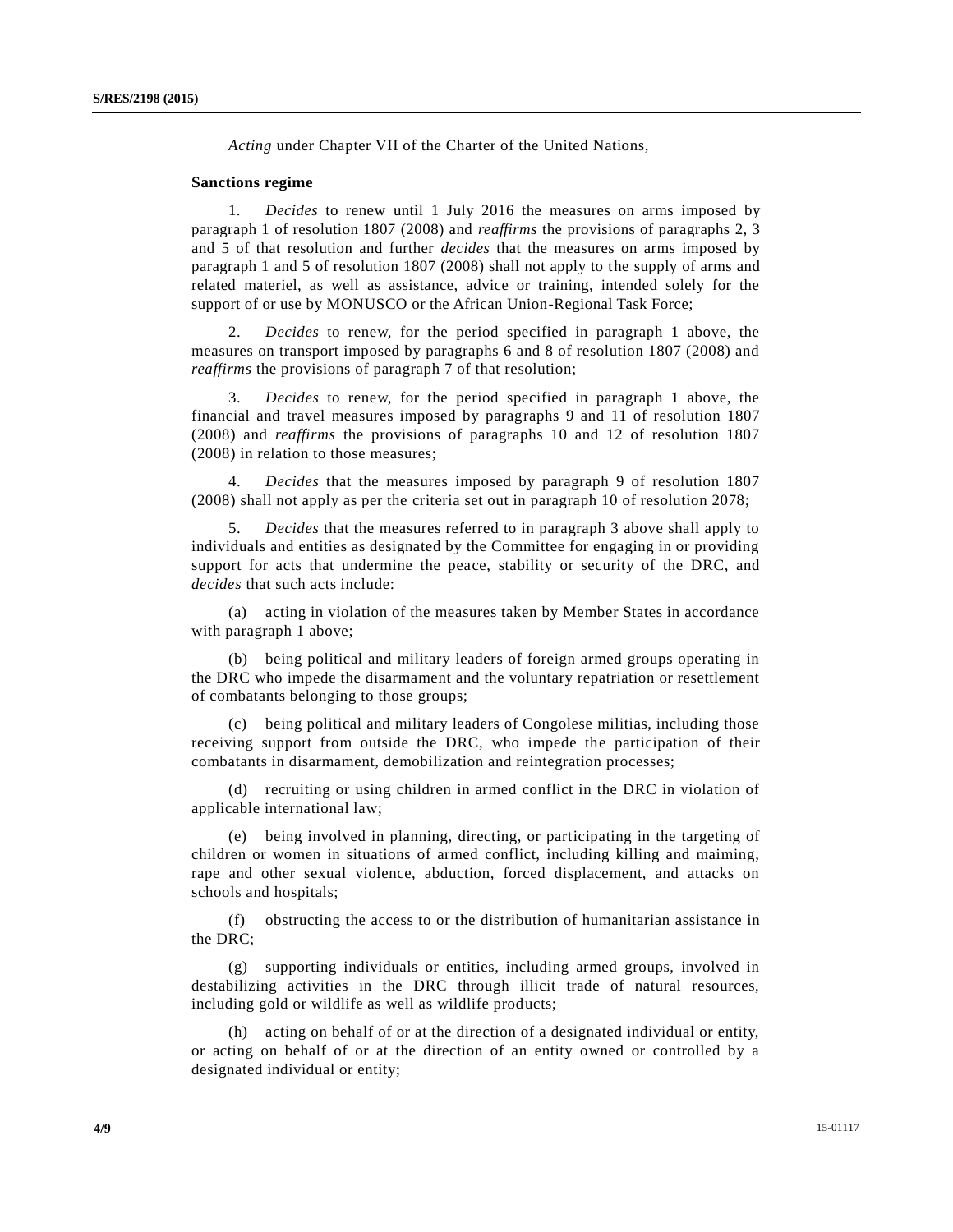*Acting* under Chapter VII of the Charter of the United Nations,

**Sanctions regime**

1. *Decides* to renew until 1 July 2016 the measures on arms imposed by paragraph 1 of resolution 1807 (2008) and *reaffirms* the provisions of paragraphs 2, 3 and 5 of that resolution and further *decides* that the measures on arms imposed by paragraph 1 and 5 of resolution 1807 (2008) shall not apply to the supply of arms and related materiel, as well as assistance, advice or training, intended solely for the support of or use by MONUSCO or the African Union-Regional Task Force;

2. *Decides* to renew, for the period specified in paragraph 1 above, the measures on transport imposed by paragraphs 6 and 8 of resolution 1807 (2008) and *reaffirms* the provisions of paragraph 7 of that resolution;

3. *Decides* to renew, for the period specified in paragraph 1 above, the financial and travel measures imposed by paragraphs 9 and 11 of resolution 1807 (2008) and *reaffirms* the provisions of paragraphs 10 and 12 of resolution 1807 (2008) in relation to those measures;

4. *Decides* that the measures imposed by paragraph 9 of resolution 1807 (2008) shall not apply as per the criteria set out in paragraph 10 of resolution 2078;

5. *Decides* that the measures referred to in paragraph 3 above shall apply to individuals and entities as designated by the Committee for engaging in or providing support for acts that undermine the peace, stability or security of the DRC, and *decides* that such acts include:

(a) acting in violation of the measures taken by Member States in accordance with paragraph 1 above;

(b) being political and military leaders of foreign armed groups operating in the DRC who impede the disarmament and the voluntary repatriation or resettlement of combatants belonging to those groups;

(c) being political and military leaders of Congolese militias, including those receiving support from outside the DRC, who impede the participation of their combatants in disarmament, demobilization and reintegration processes;

(d) recruiting or using children in armed conflict in the DRC in violation of applicable international law;

(e) being involved in planning, directing, or participating in the targeting of children or women in situations of armed conflict, including killing and maiming, rape and other sexual violence, abduction, forced displacement, and attacks on schools and hospitals;

(f) obstructing the access to or the distribution of humanitarian assistance in the DRC;

(g) supporting individuals or entities, including armed groups, involved in destabilizing activities in the DRC through illicit trade of natural resources, including gold or wildlife as well as wildlife products;

(h) acting on behalf of or at the direction of a designated individual or entity, or acting on behalf of or at the direction of an entity owned or controlled by a designated individual or entity;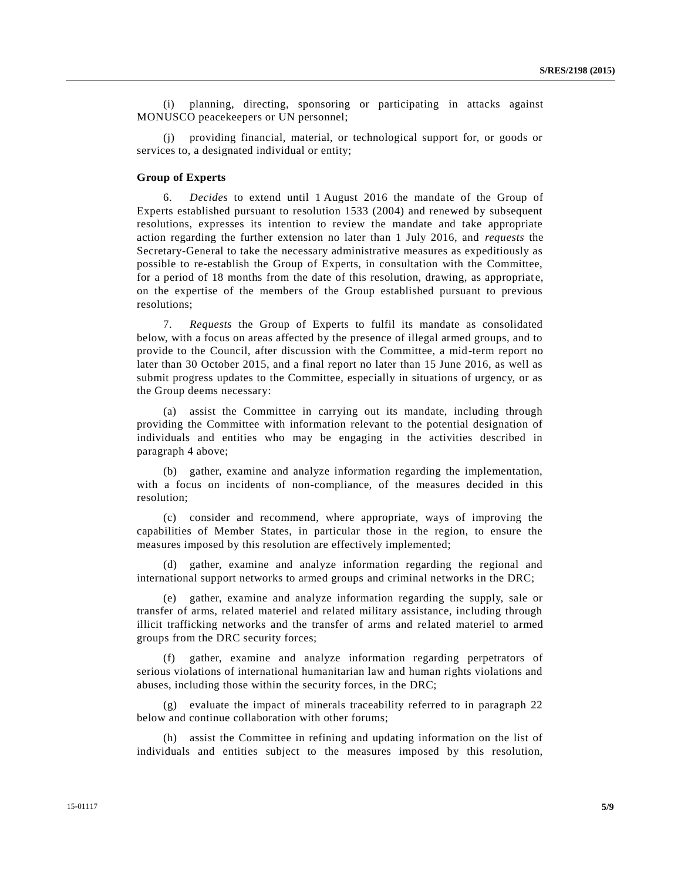(i) planning, directing, sponsoring or participating in attacks against MONUSCO peacekeepers or UN personnel;

(j) providing financial, material, or technological support for, or goods or services to, a designated individual or entity;

**Group of Experts**

6. *Decides* to extend until 1 August 2016 the mandate of the Group of Experts established pursuant to resolution 1533 (2004) and renewed by subsequent resolutions, expresses its intention to review the mandate and take appropriate action regarding the further extension no later than 1 July 2016, and *requests* the Secretary-General to take the necessary administrative measures as expeditiously as possible to re-establish the Group of Experts, in consultation with the Committee, for a period of 18 months from the date of this resolution, drawing, as appropriate, on the expertise of the members of the Group established pursuant to previous resolutions;

7. *Requests* the Group of Experts to fulfil its mandate as consolidated below, with a focus on areas affected by the presence of illegal armed groups, and to provide to the Council, after discussion with the Committee, a mid-term report no later than 30 October 2015, and a final report no later than 15 June 2016, as well as submit progress updates to the Committee, especially in situations of urgency, or as the Group deems necessary:

(a) assist the Committee in carrying out its mandate, including through providing the Committee with information relevant to the potential designation of individuals and entities who may be engaging in the activities described in paragraph 4 above;

(b) gather, examine and analyze information regarding the implementation, with a focus on incidents of non-compliance, of the measures decided in this resolution;

(c) consider and recommend, where appropriate, ways of improving the capabilities of Member States, in particular those in the region, to ensure the measures imposed by this resolution are effectively implemented;

(d) gather, examine and analyze information regarding the regional and international support networks to armed groups and criminal networks in the DRC;

(e) gather, examine and analyze information regarding the supply, sale or transfer of arms, related materiel and related military assistance, including through illicit trafficking networks and the transfer of arms and related materiel to armed groups from the DRC security forces;

(f) gather, examine and analyze information regarding perpetrators of serious violations of international humanitarian law and human rights violations and abuses, including those within the security forces, in the DRC;

(g) evaluate the impact of minerals traceability referred to in paragraph 22 below and continue collaboration with other forums;

(h) assist the Committee in refining and updating information on the list of individuals and entities subject to the measures imposed by this resolution,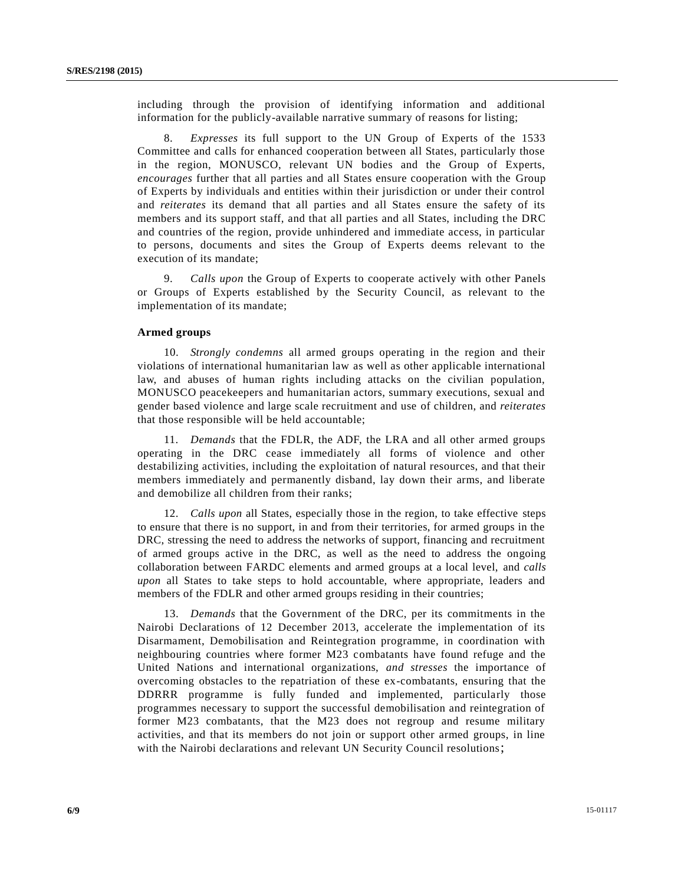including through the provision of identifying information and additional information for the publicly-available narrative summary of reasons for listing;

8. *Expresses* its full support to the UN Group of Experts of the 1533 Committee and calls for enhanced cooperation between all States, particularly those in the region, MONUSCO, relevant UN bodies and the Group of Experts, *encourages* further that all parties and all States ensure cooperation with the Group of Experts by individuals and entities within their jurisdiction or under their control and *reiterates* its demand that all parties and all States ensure the safety of its members and its support staff, and that all parties and all States, including the DRC and countries of the region, provide unhindered and immediate access, in particular to persons, documents and sites the Group of Experts deems relevant to the execution of its mandate;

9. *Calls upon* the Group of Experts to cooperate actively with other Panels or Groups of Experts established by the Security Council, as relevant to the implementation of its mandate;

**Armed groups**

10. *Strongly condemns* all armed groups operating in the region and their violations of international humanitarian law as well as other applicable international law, and abuses of human rights including attacks on the civilian population, MONUSCO peacekeepers and humanitarian actors, summary executions, sexual and gender based violence and large scale recruitment and use of children, and *reiterates* that those responsible will be held accountable;

11. *Demands* that the FDLR, the ADF, the LRA and all other armed groups operating in the DRC cease immediately all forms of violence and other destabilizing activities, including the exploitation of natural resources, and that their members immediately and permanently disband, lay down their arms, and liberate and demobilize all children from their ranks;

12. *Calls upon* all States, especially those in the region, to take effective steps to ensure that there is no support, in and from their territories, for armed groups in the DRC, stressing the need to address the networks of support, financing and recruitment of armed groups active in the DRC, as well as the need to address the ongoing collaboration between FARDC elements and armed groups at a local level, and *calls upon* all States to take steps to hold accountable, where appropriate, leaders and members of the FDLR and other armed groups residing in their countries;

13. *Demands* that the Government of the DRC, per its commitments in the Nairobi Declarations of 12 December 2013, accelerate the implementation of its Disarmament, Demobilisation and Reintegration programme, in coordination with neighbouring countries where former M23 combatants have found refuge and the United Nations and international organizations, *and stresses* the importance of overcoming obstacles to the repatriation of these ex-combatants, ensuring that the DDRRR programme is fully funded and implemented, particularly those programmes necessary to support the successful demobilisation and reintegration of former M23 combatants, that the M23 does not regroup and resume military activities, and that its members do not join or support other armed groups, in line with the Nairobi declarations and relevant UN Security Council resolutions;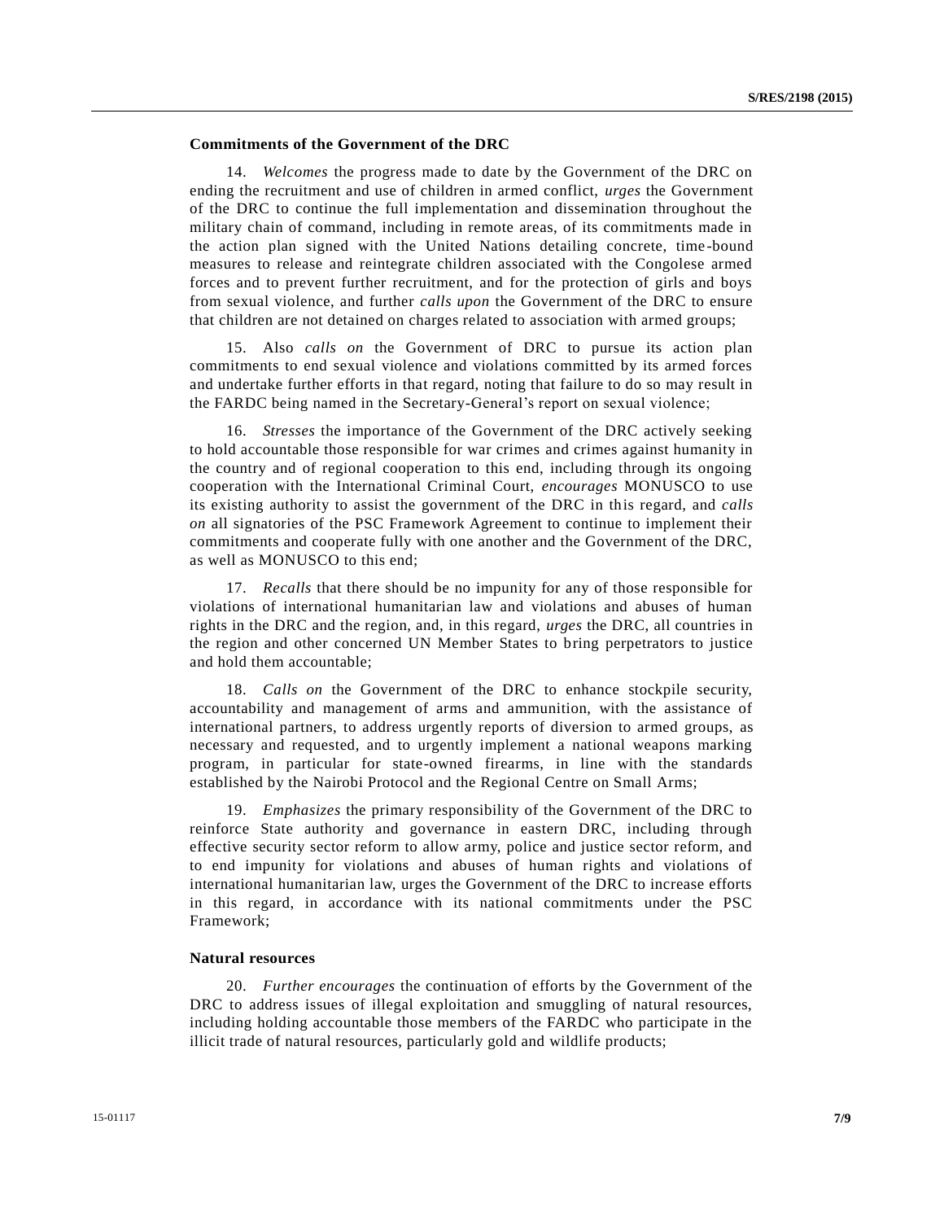**Commitments of the Government of the DRC**

14. *Welcomes* the progress made to date by the Government of the DRC on ending the recruitment and use of children in armed conflict, *urges* the Government of the DRC to continue the full implementation and dissemination throughout the military chain of command, including in remote areas, of its commitments made in the action plan signed with the United Nations detailing concrete, time-bound measures to release and reintegrate children associated with the Congolese armed forces and to prevent further recruitment, and for the protection of girls and boys from sexual violence, and further *calls upon* the Government of the DRC to ensure that children are not detained on charges related to association with armed groups;

15. Also *calls on* the Government of DRC to pursue its action plan commitments to end sexual violence and violations committed by its armed forces and undertake further efforts in that regard, noting that failure to do so may result in the FARDC being named in the Secretary-General's report on sexual violence;

16. *Stresses* the importance of the Government of the DRC actively seeking to hold accountable those responsible for war crimes and crimes against humanity in the country and of regional cooperation to this end, including through its ongoing cooperation with the International Criminal Court, *encourages* MONUSCO to use its existing authority to assist the government of the DRC in this regard, and *calls on* all signatories of the PSC Framework Agreement to continue to implement their commitments and cooperate fully with one another and the Government of the DRC, as well as MONUSCO to this end;

17. *Recalls* that there should be no impunity for any of those responsible for violations of international humanitarian law and violations and abuses of human rights in the DRC and the region, and, in this regard, *urges* the DRC, all countries in the region and other concerned UN Member States to bring perpetrators to justice and hold them accountable;

18. *Calls on* the Government of the DRC to enhance stockpile security, accountability and management of arms and ammunition, with the assistance of international partners, to address urgently reports of diversion to armed groups, as necessary and requested, and to urgently implement a national weapons marking program, in particular for state-owned firearms, in line with the standards established by the Nairobi Protocol and the Regional Centre on Small Arms;

19. *Emphasizes* the primary responsibility of the Government of the DRC to reinforce State authority and governance in eastern DRC, including through effective security sector reform to allow army, police and justice sector reform, and to end impunity for violations and abuses of human rights and violations of international humanitarian law, urges the Government of the DRC to increase efforts in this regard, in accordance with its national commitments under the PSC Framework;

**Natural resources**

20. *Further encourages* the continuation of efforts by the Government of the DRC to address issues of illegal exploitation and smuggling of natural resources, including holding accountable those members of the FARDC who participate in the illicit trade of natural resources, particularly gold and wildlife products;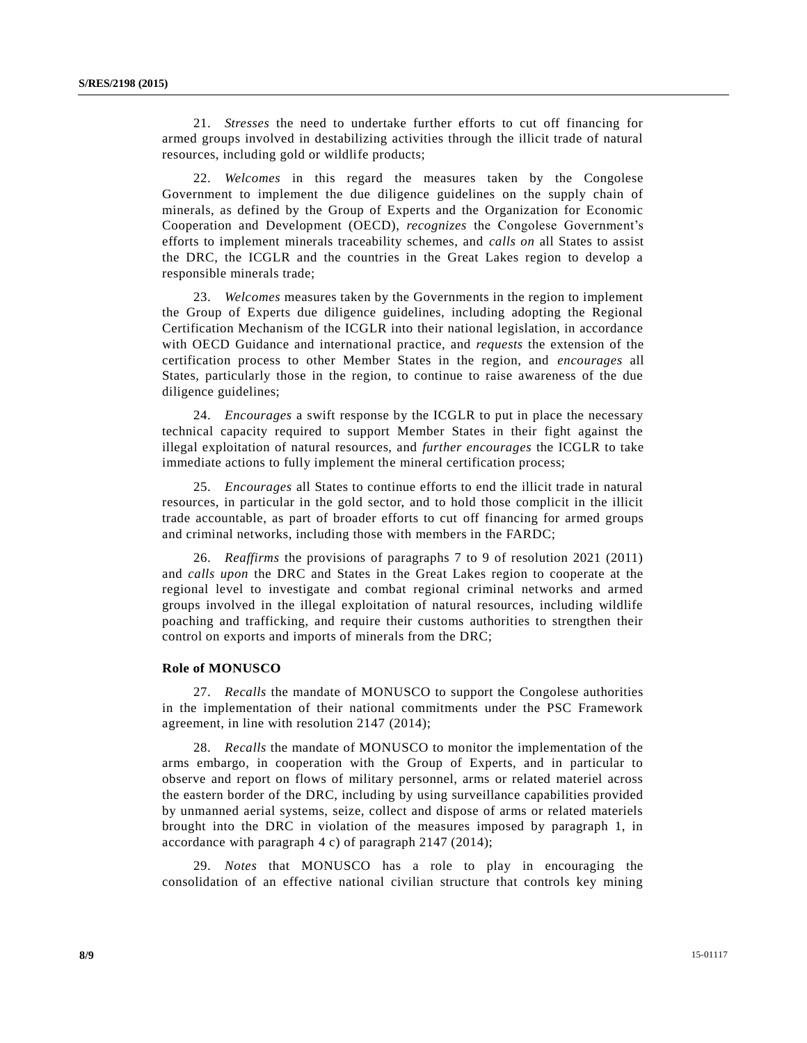21. *Stresses* the need to undertake further efforts to cut off financing for armed groups involved in destabilizing activities through the illicit trade of natural resources, including gold or wildlife products;

22. *Welcomes* in this regard the measures taken by the Congolese Government to implement the due diligence guidelines on the supply chain of minerals, as defined by the Group of Experts and the Organization for Economic Cooperation and Development (OECD), *recognizes* the Congolese Government's efforts to implement minerals traceability schemes, and *calls on* all States to assist the DRC, the ICGLR and the countries in the Great Lakes region to develop a responsible minerals trade;

23. *Welcomes* measures taken by the Governments in the region to implement the Group of Experts due diligence guidelines, including adopting the Regional Certification Mechanism of the ICGLR into their national legislation, in accordance with OECD Guidance and international practice, and *requests* the extension of the certification process to other Member States in the region, and *encourages* all States, particularly those in the region, to continue to raise awareness of the due diligence guidelines;

24. *Encourages* a swift response by the ICGLR to put in place the necessary technical capacity required to support Member States in their fight against the illegal exploitation of natural resources, and *further encourages* the ICGLR to take immediate actions to fully implement the mineral certification process;

25. *Encourages* all States to continue efforts to end the illicit trade in natural resources, in particular in the gold sector, and to hold those complicit in the illicit trade accountable, as part of broader efforts to cut off financing for armed groups and criminal networks, including those with members in the FARDC;

26. *Reaffirms* the provisions of paragraphs 7 to 9 of resolution 2021 (2011) and *calls upon* the DRC and States in the Great Lakes region to cooperate at the regional level to investigate and combat regional criminal networks and armed groups involved in the illegal exploitation of natural resources, including wildlife poaching and trafficking, and require their customs authorities to strengthen their control on exports and imports of minerals from the DRC;

**Role of MONUSCO**

27. *Recalls* the mandate of MONUSCO to support the Congolese authorities in the implementation of their national commitments under the PSC Framework agreement, in line with resolution 2147 (2014);

28. *Recalls* the mandate of MONUSCO to monitor the implementation of the arms embargo, in cooperation with the Group of Experts, and in particular to observe and report on flows of military personnel, arms or related materiel across the eastern border of the DRC, including by using surveillance capabilities provided by unmanned aerial systems, seize, collect and dispose of arms or related materiels brought into the DRC in violation of the measures imposed by paragraph 1, in accordance with paragraph 4 c) of paragraph 2147 (2014);

29. *Notes* that MONUSCO has a role to play in encouraging the consolidation of an effective national civilian structure that controls key mining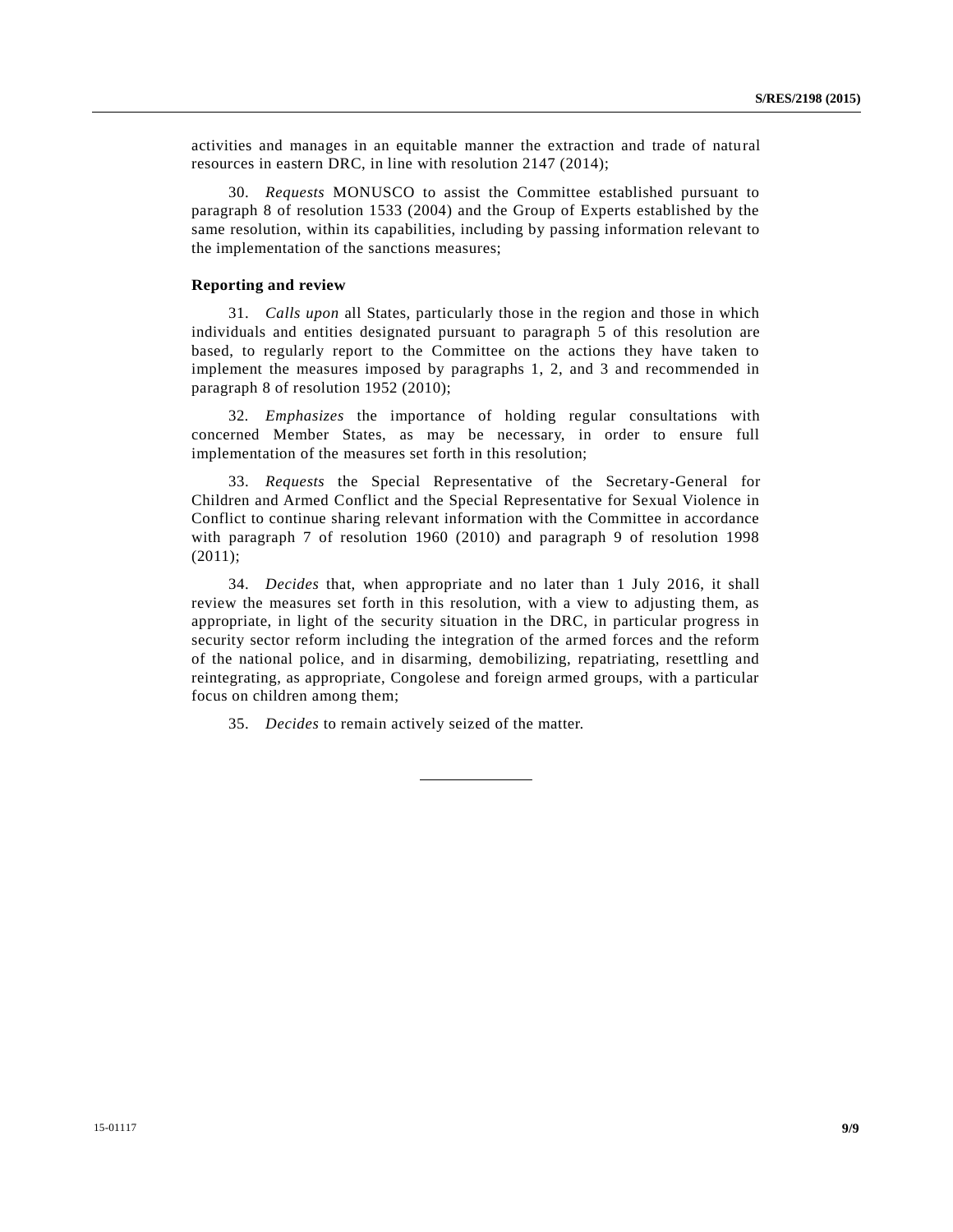activities and manages in an equitable manner the extraction and trade of natural resources in eastern DRC, in line with resolution 2147 (2014);

30. *Requests* MONUSCO to assist the Committee established pursuant to paragraph 8 of resolution 1533 (2004) and the Group of Experts established by the same resolution, within its capabilities, including by passing information relevant to the implementation of the sanctions measures;

**Reporting and review**

31. *Calls upon* all States, particularly those in the region and those in which individuals and entities designated pursuant to paragraph 5 of this resolution are based, to regularly report to the Committee on the actions they have taken to implement the measures imposed by paragraphs 1, 2, and 3 and recommended in paragraph 8 of resolution 1952 (2010);

32. *Emphasizes* the importance of holding regular consultations with concerned Member States, as may be necessary, in order to ensure full implementation of the measures set forth in this resolution;

33. *Requests* the Special Representative of the Secretary-General for Children and Armed Conflict and the Special Representative for Sexual Violence in Conflict to continue sharing relevant information with the Committee in accordance with paragraph 7 of resolution 1960 (2010) and paragraph 9 of resolution 1998 (2011);

34. *Decides* that, when appropriate and no later than 1 July 2016, it shall review the measures set forth in this resolution, with a view to adjusting them, as appropriate, in light of the security situation in the DRC, in particular progress in security sector reform including the integration of the armed forces and the reform of the national police, and in disarming, demobilizing, repatriating, resettling and reintegrating, as appropriate, Congolese and foreign armed groups, with a particular focus on children among them;

35. *Decides* to remain actively seized of the matter.